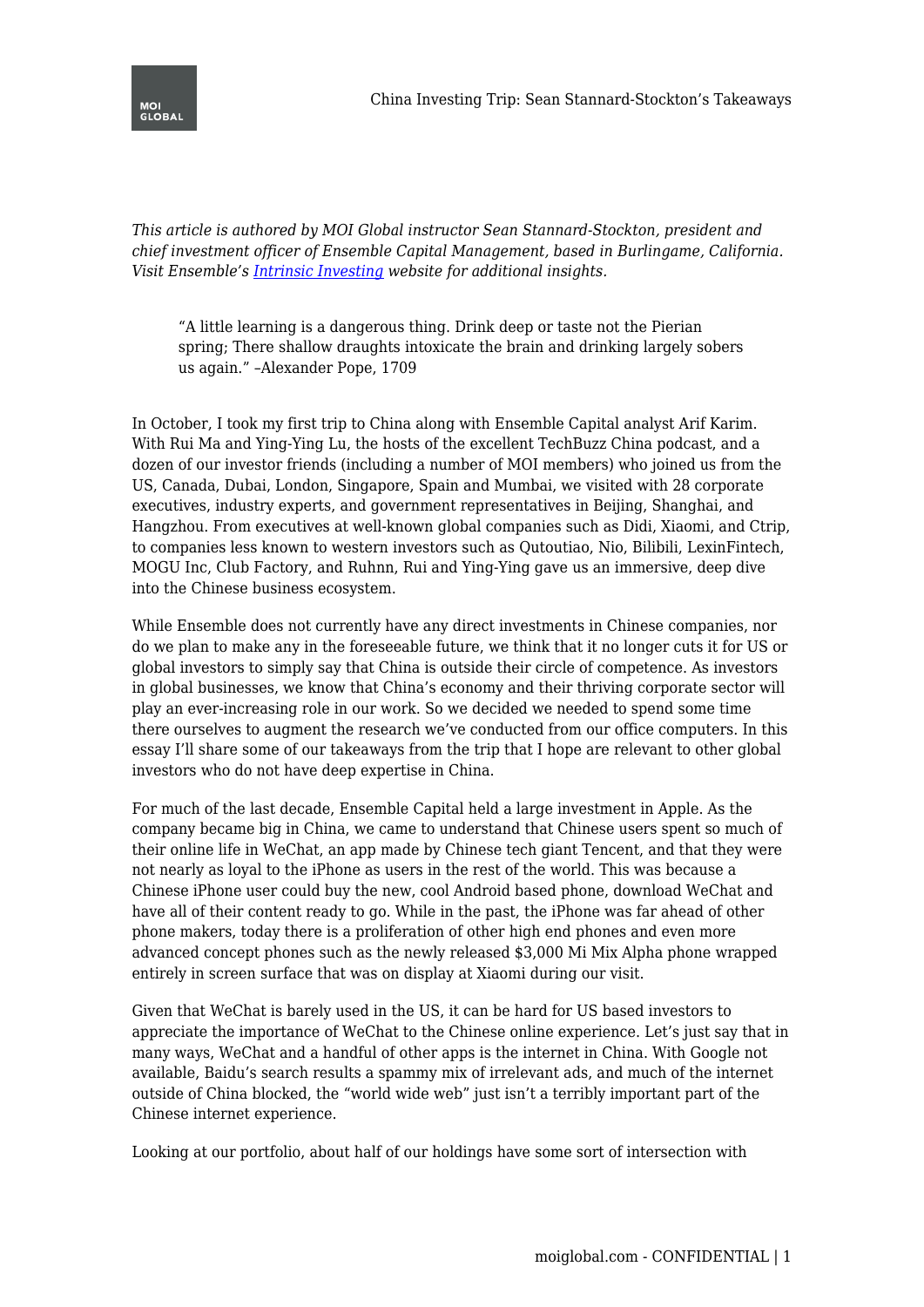*This article is authored by MOI Global instructor Sean Stannard-Stockton, president and chief investment officer of Ensemble Capital Management, based in Burlingame, California. Visit Ensemble's [Intrinsic Investing](#) website for additional insights.*

> "A little learning is a dangerous thing. Drink deep or taste not the Pierian spring; There shallow draughts intoxicate the brain and drinking largely sobers us again." –Alexander Pope, 1709

In October, I took my first trip to China along with Ensemble Capital analyst Arif Karim. With Rui Ma and Ying-Ying Lu, the hosts of the excellent TechBuzz China podcast, and a dozen of our investor friends (including a number of MOI members) who joined us from the US, Canada, Dubai, London, Singapore, Spain and Mumbai, we visited with 28 corporate executives, industry experts, and government representatives in Beijing, Shanghai, and Hangzhou. From executives at well-known global companies such as Didi, Xiaomi, and Ctrip, to companies less known to western investors such as Qutoutiao, Nio, Bilibili, LexinFintech, MOGU Inc, Club Factory, and Ruhnn, Rui and Ying-Ying gave us an immersive, deep dive into the Chinese business ecosystem.

While Ensemble does not currently have any direct investments in Chinese companies, nor do we plan to make any in the foreseeable future, we think that it no longer cuts it for US or global investors to simply say that China is outside their circle of competence. As investors in global businesses, we know that China's economy and their thriving corporate sector will play an ever-increasing role in our work. So we decided we needed to spend some time there ourselves to augment the research we've conducted from our office computers. In this essay I'll share some of our takeaways from the trip that I hope are relevant to other global investors who do not have deep expertise in China.

For much of the last decade, Ensemble Capital held a large investment in Apple. As the company became big in China, we came to understand that Chinese users spent so much of their online life in WeChat, an app made by Chinese tech giant Tencent, and that they were not nearly as loyal to the iPhone as users in the rest of the world. This was because a Chinese iPhone user could buy the new, cool Android based phone, download WeChat and have all of their content ready to go. While in the past, the iPhone was far ahead of other phone makers, today there is a proliferation of other high end phones and even more advanced concept phones such as the newly released $3,000 Mi Mix Alpha phone wrapped entirely in screen surface that was on display at Xiaomi during our visit.

Given that WeChat is barely used in the US, it can be hard for US based investors to appreciate the importance of WeChat to the Chinese online experience. Let's just say that in many ways, WeChat and a handful of other apps is the internet in China. With Google not available, Baidu's search results a spammy mix of irrelevant ads, and much of the internet outside of China blocked, the "world wide web" just isn't a terribly important part of the Chinese internet experience.

Looking at our portfolio, about half of our holdings have some sort of intersection with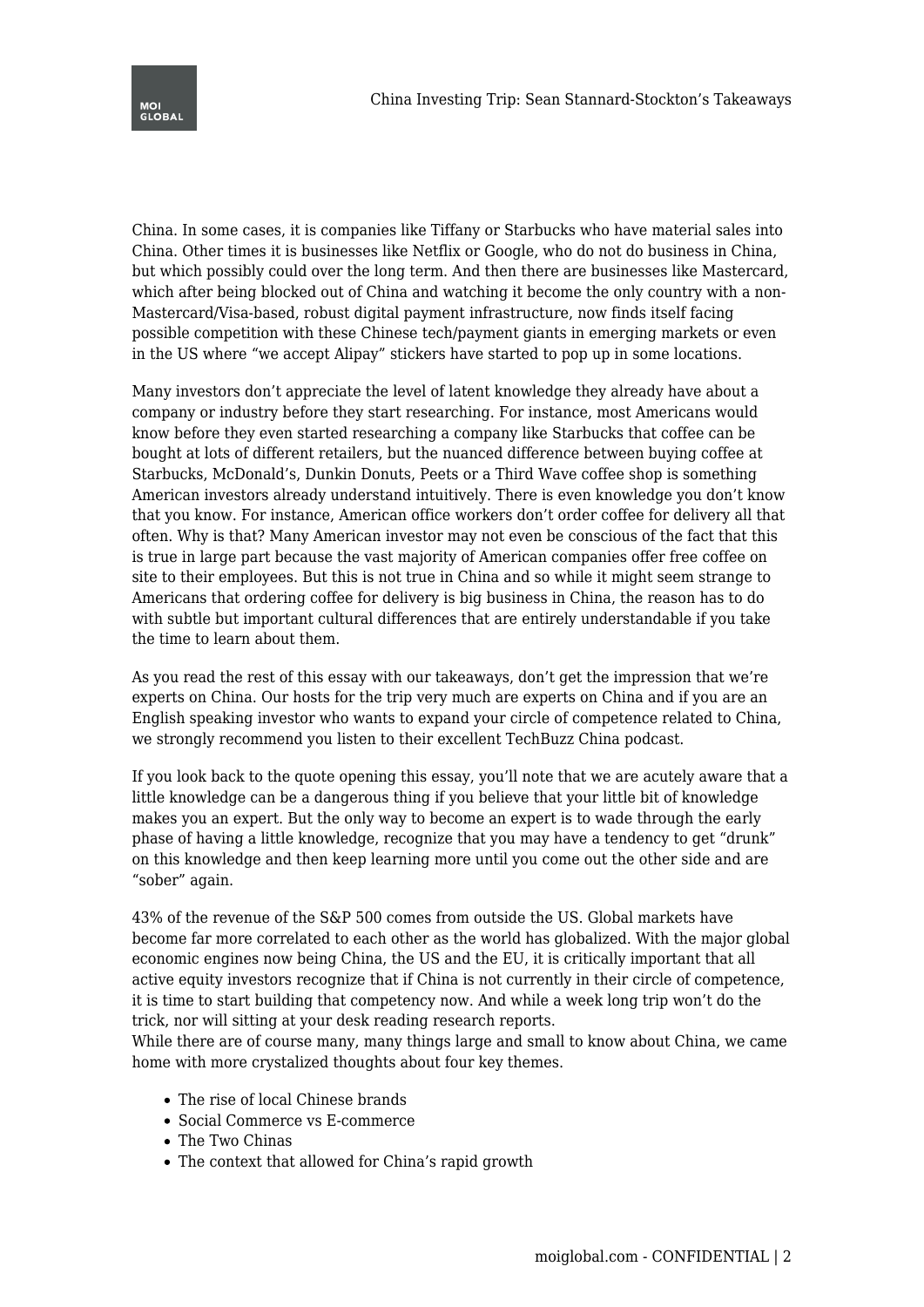China. In some cases, it is companies like Tiffany or Starbucks who have material sales into China. Other times it is businesses like Netflix or Google, who do not do business in China, but which possibly could over the long term. And then there are businesses like Mastercard, which after being blocked out of China and watching it become the only country with a non-Mastercard/Visa-based, robust digital payment infrastructure, now finds itself facing possible competition with these Chinese tech/payment giants in emerging markets or even in the US where "we accept Alipay" stickers have started to pop up in some locations.

Many investors don't appreciate the level of latent knowledge they already have about a company or industry before they start researching. For instance, most Americans would know before they even started researching a company like Starbucks that coffee can be bought at lots of different retailers, but the nuanced difference between buying coffee at Starbucks, McDonald's, Dunkin Donuts, Peets or a Third Wave coffee shop is something American investors already understand intuitively. There is even knowledge you don't know that you know. For instance, American office workers don't order coffee for delivery all that often. Why is that? Many American investor may not even be conscious of the fact that this is true in large part because the vast majority of American companies offer free coffee on site to their employees. But this is not true in China and so while it might seem strange to Americans that ordering coffee for delivery is big business in China, the reason has to do with subtle but important cultural differences that are entirely understandable if you take the time to learn about them.

As you read the rest of this essay with our takeaways, don't get the impression that we're experts on China. Our hosts for the trip very much are experts on China and if you are an English speaking investor who wants to expand your circle of competence related to China, we strongly recommend you listen to their excellent TechBuzz China podcast.

If you look back to the quote opening this essay, you'll note that we are acutely aware that a little knowledge can be a dangerous thing if you believe that your little bit of knowledge makes you an expert. But the only way to become an expert is to wade through the early phase of having a little knowledge, recognize that you may have a tendency to get "drunk" on this knowledge and then keep learning more until you come out the other side and are "sober" again.

43% of the revenue of the S&P 500 comes from outside the US. Global markets have become far more correlated to each other as the world has globalized. With the major global economic engines now being China, the US and the EU, it is critically important that all active equity investors recognize that if China is not currently in their circle of competence, it is time to start building that competency now. And while a week long trip won't do the trick, nor will sitting at your desk reading research reports.
While there are of course many, many things large and small to know about China, we came home with more crystalized thoughts about four key themes.

- The rise of local Chinese brands
- Social Commerce vs E-commerce
- The Two Chinas
- The context that allowed for China's rapid growth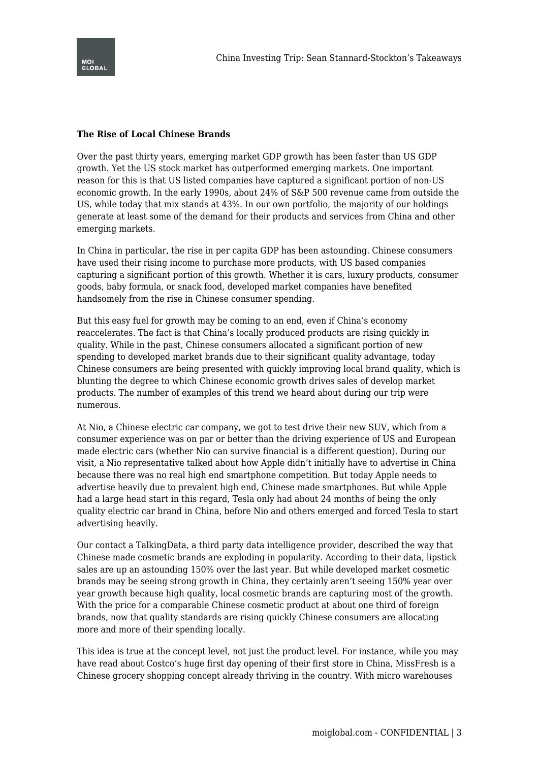**The Rise of Local Chinese Brands**

Over the past thirty years, emerging market GDP growth has been faster than US GDP growth. Yet the US stock market has outperformed emerging markets. One important reason for this is that US listed companies have captured a significant portion of non-US economic growth. In the early 1990s, about 24% of S&P 500 revenue came from outside the US, while today that mix stands at 43%. In our own portfolio, the majority of our holdings generate at least some of the demand for their products and services from China and other emerging markets.

In China in particular, the rise in per capita GDP has been astounding. Chinese consumers have used their rising income to purchase more products, with US based companies capturing a significant portion of this growth. Whether it is cars, luxury products, consumer goods, baby formula, or snack food, developed market companies have benefited handsomely from the rise in Chinese consumer spending.

But this easy fuel for growth may be coming to an end, even if China's economy reaccelerates. The fact is that China's locally produced products are rising quickly in quality. While in the past, Chinese consumers allocated a significant portion of new spending to developed market brands due to their significant quality advantage, today Chinese consumers are being presented with quickly improving local brand quality, which is blunting the degree to which Chinese economic growth drives sales of develop market products. The number of examples of this trend we heard about during our trip were numerous.

At Nio, a Chinese electric car company, we got to test drive their new SUV, which from a consumer experience was on par or better than the driving experience of US and European made electric cars (whether Nio can survive financial is a different question). During our visit, a Nio representative talked about how Apple didn't initially have to advertise in China because there was no real high end smartphone competition. But today Apple needs to advertise heavily due to prevalent high end, Chinese made smartphones. But while Apple had a large head start in this regard, Tesla only had about 24 months of being the only quality electric car brand in China, before Nio and others emerged and forced Tesla to start advertising heavily.

Our contact a TalkingData, a third party data intelligence provider, described the way that Chinese made cosmetic brands are exploding in popularity. According to their data, lipstick sales are up an astounding 150% over the last year. But while developed market cosmetic brands may be seeing strong growth in China, they certainly aren't seeing 150% year over year growth because high quality, local cosmetic brands are capturing most of the growth. With the price for a comparable Chinese cosmetic product at about one third of foreign brands, now that quality standards are rising quickly Chinese consumers are allocating more and more of their spending locally.

This idea is true at the concept level, not just the product level. For instance, while you may have read about Costco's huge first day opening of their first store in China, MissFresh is a Chinese grocery shopping concept already thriving in the country. With micro warehouses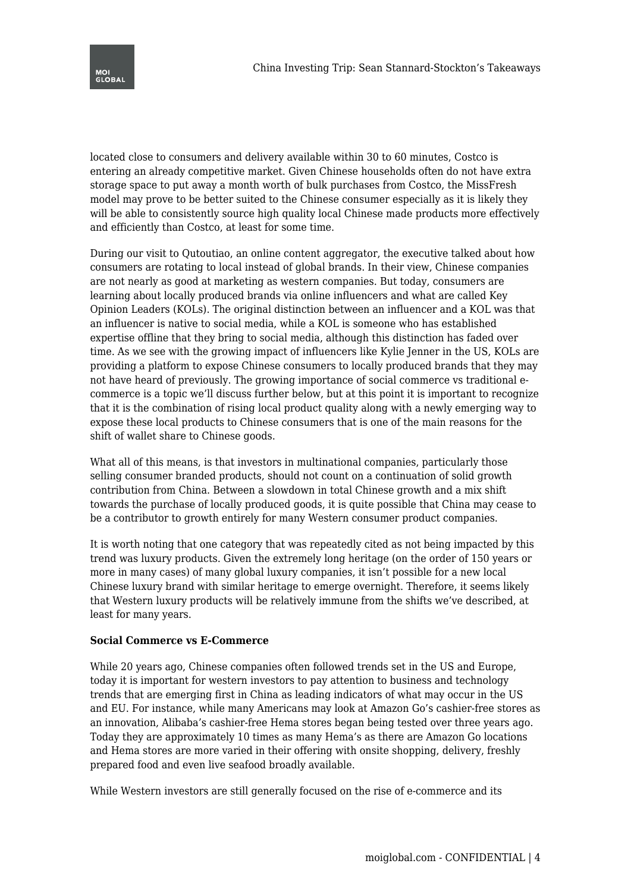located close to consumers and delivery available within 30 to 60 minutes, Costco is entering an already competitive market. Given Chinese households often do not have extra storage space to put away a month worth of bulk purchases from Costco, the MissFresh model may prove to be better suited to the Chinese consumer especially as it is likely they will be able to consistently source high quality local Chinese made products more effectively and efficiently than Costco, at least for some time.

During our visit to Qutoutiao, an online content aggregator, the executive talked about how consumers are rotating to local instead of global brands. In their view, Chinese companies are not nearly as good at marketing as western companies. But today, consumers are learning about locally produced brands via online influencers and what are called Key Opinion Leaders (KOLs). The original distinction between an influencer and a KOL was that an influencer is native to social media, while a KOL is someone who has established expertise offline that they bring to social media, although this distinction has faded over time. As we see with the growing impact of influencers like Kylie Jenner in the US, KOLs are providing a platform to expose Chinese consumers to locally produced brands that they may not have heard of previously. The growing importance of social commerce vs traditional e-commerce is a topic we'll discuss further below, but at this point it is important to recognize that it is the combination of rising local product quality along with a newly emerging way to expose these local products to Chinese consumers that is one of the main reasons for the shift of wallet share to Chinese goods.

What all of this means, is that investors in multinational companies, particularly those selling consumer branded products, should not count on a continuation of solid growth contribution from China. Between a slowdown in total Chinese growth and a mix shift towards the purchase of locally produced goods, it is quite possible that China may cease to be a contributor to growth entirely for many Western consumer product companies.

It is worth noting that one category that was repeatedly cited as not being impacted by this trend was luxury products. Given the extremely long heritage (on the order of 150 years or more in many cases) of many global luxury companies, it isn't possible for a new local Chinese luxury brand with similar heritage to emerge overnight. Therefore, it seems likely that Western luxury products will be relatively immune from the shifts we've described, at least for many years.

**Social Commerce vs E-Commerce**

While 20 years ago, Chinese companies often followed trends set in the US and Europe, today it is important for western investors to pay attention to business and technology trends that are emerging first in China as leading indicators of what may occur in the US and EU. For instance, while many Americans may look at Amazon Go's cashier-free stores as an innovation, Alibaba's cashier-free Hema stores began being tested over three years ago. Today they are approximately 10 times as many Hema's as there are Amazon Go locations and Hema stores are more varied in their offering with onsite shopping, delivery, freshly prepared food and even live seafood broadly available.

While Western investors are still generally focused on the rise of e-commerce and its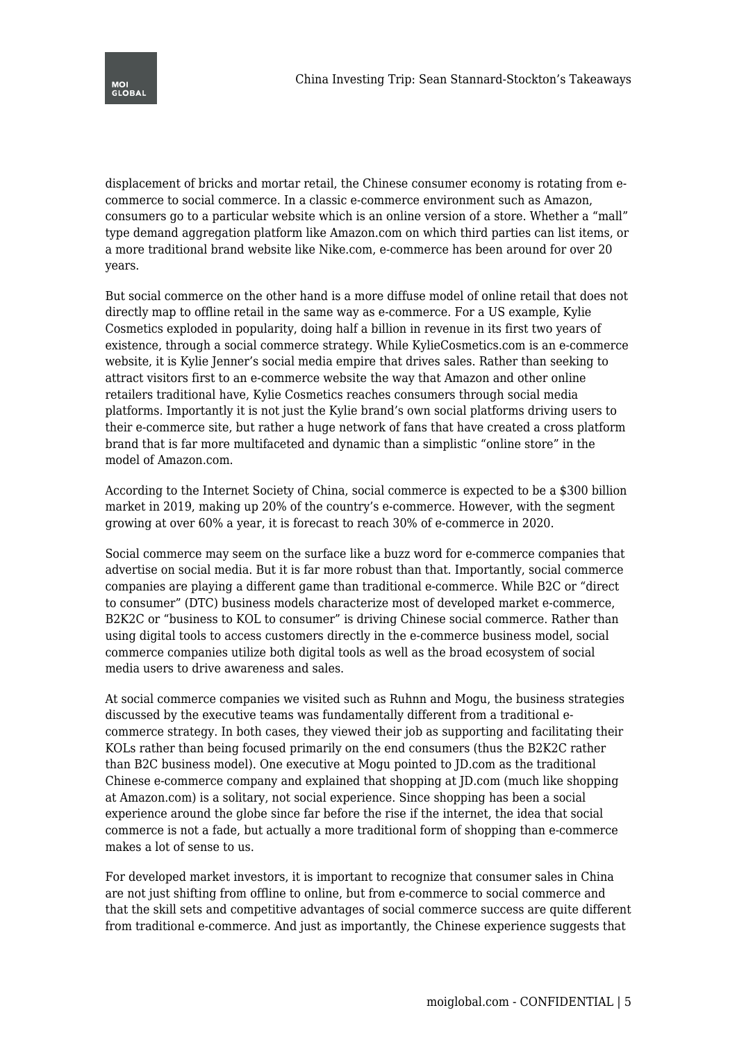displacement of bricks and mortar retail, the Chinese consumer economy is rotating from e-commerce to social commerce. In a classic e-commerce environment such as Amazon, consumers go to a particular website which is an online version of a store. Whether a "mall" type demand aggregation platform like Amazon.com on which third parties can list items, or a more traditional brand website like Nike.com, e-commerce has been around for over 20 years.

But social commerce on the other hand is a more diffuse model of online retail that does not directly map to offline retail in the same way as e-commerce. For a US example, Kylie Cosmetics exploded in popularity, doing half a billion in revenue in its first two years of existence, through a social commerce strategy. While KylieCosmetics.com is an e-commerce website, it is Kylie Jenner's social media empire that drives sales. Rather than seeking to attract visitors first to an e-commerce website the way that Amazon and other online retailers traditional have, Kylie Cosmetics reaches consumers through social media platforms. Importantly it is not just the Kylie brand's own social platforms driving users to their e-commerce site, but rather a huge network of fans that have created a cross platform brand that is far more multifaceted and dynamic than a simplistic "online store" in the model of Amazon.com.

According to the Internet Society of China, social commerce is expected to be a $300 billion market in 2019, making up 20% of the country's e-commerce. However, with the segment growing at over 60% a year, it is forecast to reach 30% of e-commerce in 2020.

Social commerce may seem on the surface like a buzz word for e-commerce companies that advertise on social media. But it is far more robust than that. Importantly, social commerce companies are playing a different game than traditional e-commerce. While B2C or "direct to consumer" (DTC) business models characterize most of developed market e-commerce, B2K2C or "business to KOL to consumer" is driving Chinese social commerce. Rather than using digital tools to access customers directly in the e-commerce business model, social commerce companies utilize both digital tools as well as the broad ecosystem of social media users to drive awareness and sales.

At social commerce companies we visited such as Ruhnn and Mogu, the business strategies discussed by the executive teams was fundamentally different from a traditional e-commerce strategy. In both cases, they viewed their job as supporting and facilitating their KOLs rather than being focused primarily on the end consumers (thus the B2K2C rather than B2C business model). One executive at Mogu pointed to JD.com as the traditional Chinese e-commerce company and explained that shopping at JD.com (much like shopping at Amazon.com) is a solitary, not social experience. Since shopping has been a social experience around the globe since far before the rise if the internet, the idea that social commerce is not a fade, but actually a more traditional form of shopping than e-commerce makes a lot of sense to us.

For developed market investors, it is important to recognize that consumer sales in China are not just shifting from offline to online, but from e-commerce to social commerce and that the skill sets and competitive advantages of social commerce success are quite different from traditional e-commerce. And just as importantly, the Chinese experience suggests that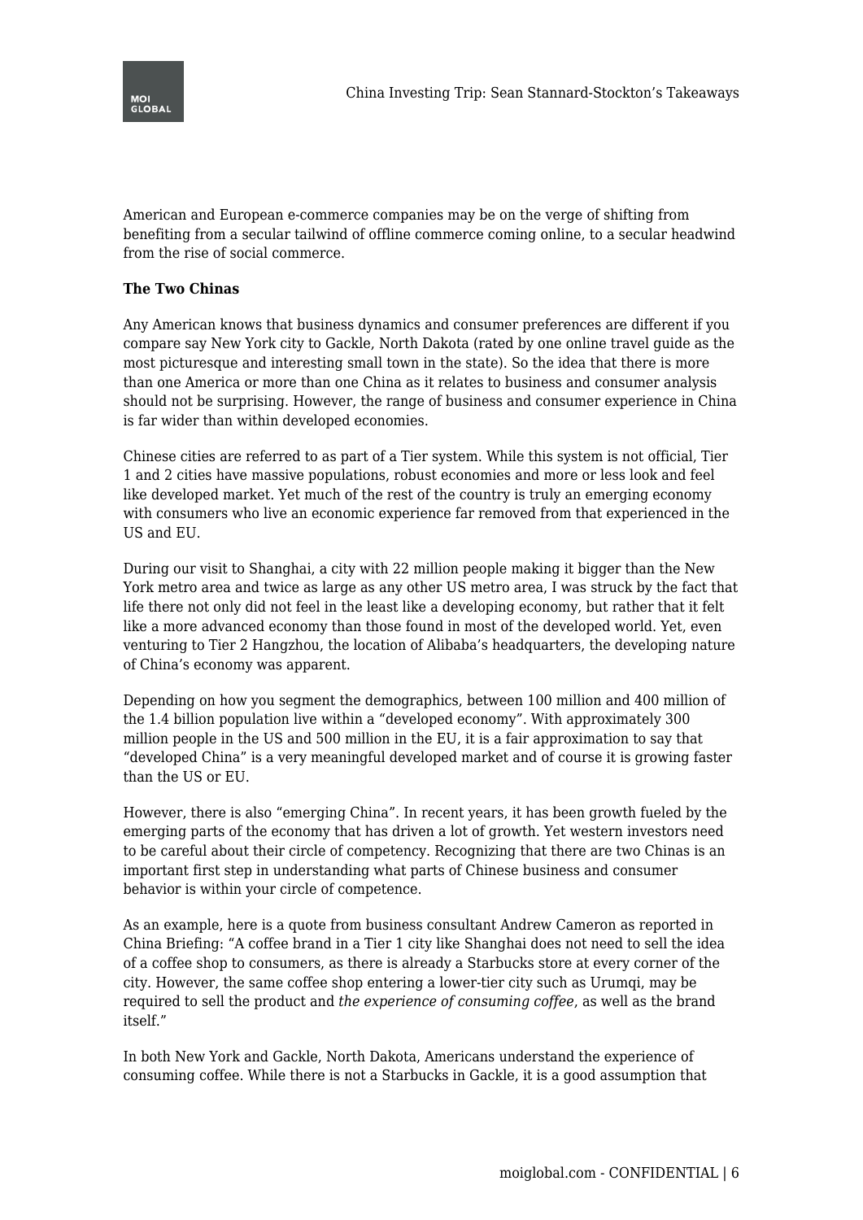American and European e-commerce companies may be on the verge of shifting from benefiting from a secular tailwind of offline commerce coming online, to a secular headwind from the rise of social commerce.

**The Two Chinas**

Any American knows that business dynamics and consumer preferences are different if you compare say New York city to Gackle, North Dakota (rated by one online travel guide as the most picturesque and interesting small town in the state). So the idea that there is more than one America or more than one China as it relates to business and consumer analysis should not be surprising. However, the range of business and consumer experience in China is far wider than within developed economies.

Chinese cities are referred to as part of a Tier system. While this system is not official, Tier 1 and 2 cities have massive populations, robust economies and more or less look and feel like developed market. Yet much of the rest of the country is truly an emerging economy with consumers who live an economic experience far removed from that experienced in the US and EU.

During our visit to Shanghai, a city with 22 million people making it bigger than the New York metro area and twice as large as any other US metro area, I was struck by the fact that life there not only did not feel in the least like a developing economy, but rather that it felt like a more advanced economy than those found in most of the developed world. Yet, even venturing to Tier 2 Hangzhou, the location of Alibaba's headquarters, the developing nature of China's economy was apparent.

Depending on how you segment the demographics, between 100 million and 400 million of the 1.4 billion population live within a "developed economy". With approximately 300 million people in the US and 500 million in the EU, it is a fair approximation to say that "developed China" is a very meaningful developed market and of course it is growing faster than the US or EU.

However, there is also "emerging China". In recent years, it has been growth fueled by the emerging parts of the economy that has driven a lot of growth. Yet western investors need to be careful about their circle of competency. Recognizing that there are two Chinas is an important first step in understanding what parts of Chinese business and consumer behavior is within your circle of competence.

As an example, here is a quote from business consultant Andrew Cameron as reported in China Briefing: "A coffee brand in a Tier 1 city like Shanghai does not need to sell the idea of a coffee shop to consumers, as there is already a Starbucks store at every corner of the city. However, the same coffee shop entering a lower-tier city such as Urumqi, may be required to sell the product and *the experience of consuming coffee*, as well as the brand itself."

In both New York and Gackle, North Dakota, Americans understand the experience of consuming coffee. While there is not a Starbucks in Gackle, it is a good assumption that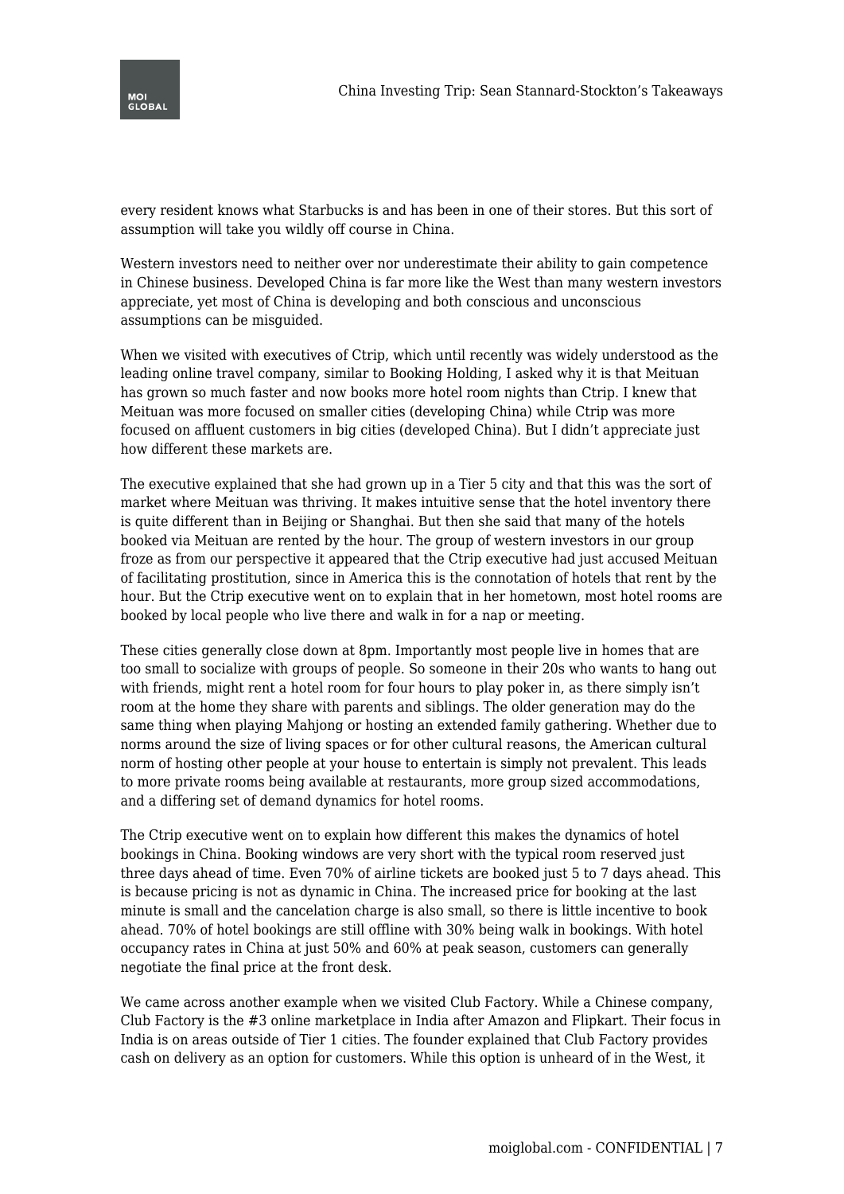every resident knows what Starbucks is and has been in one of their stores. But this sort of assumption will take you wildly off course in China.

Western investors need to neither over nor underestimate their ability to gain competence in Chinese business. Developed China is far more like the West than many western investors appreciate, yet most of China is developing and both conscious and unconscious assumptions can be misguided.

When we visited with executives of Ctrip, which until recently was widely understood as the leading online travel company, similar to Booking Holding, I asked why it is that Meituan has grown so much faster and now books more hotel room nights than Ctrip. I knew that Meituan was more focused on smaller cities (developing China) while Ctrip was more focused on affluent customers in big cities (developed China). But I didn't appreciate just how different these markets are.

The executive explained that she had grown up in a Tier 5 city and that this was the sort of market where Meituan was thriving. It makes intuitive sense that the hotel inventory there is quite different than in Beijing or Shanghai. But then she said that many of the hotels booked via Meituan are rented by the hour. The group of western investors in our group froze as from our perspective it appeared that the Ctrip executive had just accused Meituan of facilitating prostitution, since in America this is the connotation of hotels that rent by the hour. But the Ctrip executive went on to explain that in her hometown, most hotel rooms are booked by local people who live there and walk in for a nap or meeting.

These cities generally close down at 8pm. Importantly most people live in homes that are too small to socialize with groups of people. So someone in their 20s who wants to hang out with friends, might rent a hotel room for four hours to play poker in, as there simply isn't room at the home they share with parents and siblings. The older generation may do the same thing when playing Mahjong or hosting an extended family gathering. Whether due to norms around the size of living spaces or for other cultural reasons, the American cultural norm of hosting other people at your house to entertain is simply not prevalent. This leads to more private rooms being available at restaurants, more group sized accommodations, and a differing set of demand dynamics for hotel rooms.

The Ctrip executive went on to explain how different this makes the dynamics of hotel bookings in China. Booking windows are very short with the typical room reserved just three days ahead of time. Even 70% of airline tickets are booked just 5 to 7 days ahead. This is because pricing is not as dynamic in China. The increased price for booking at the last minute is small and the cancelation charge is also small, so there is little incentive to book ahead. 70% of hotel bookings are still offline with 30% being walk in bookings. With hotel occupancy rates in China at just 50% and 60% at peak season, customers can generally negotiate the final price at the front desk.

We came across another example when we visited Club Factory. While a Chinese company, Club Factory is the #3 online marketplace in India after Amazon and Flipkart. Their focus in India is on areas outside of Tier 1 cities. The founder explained that Club Factory provides cash on delivery as an option for customers. While this option is unheard of in the West, it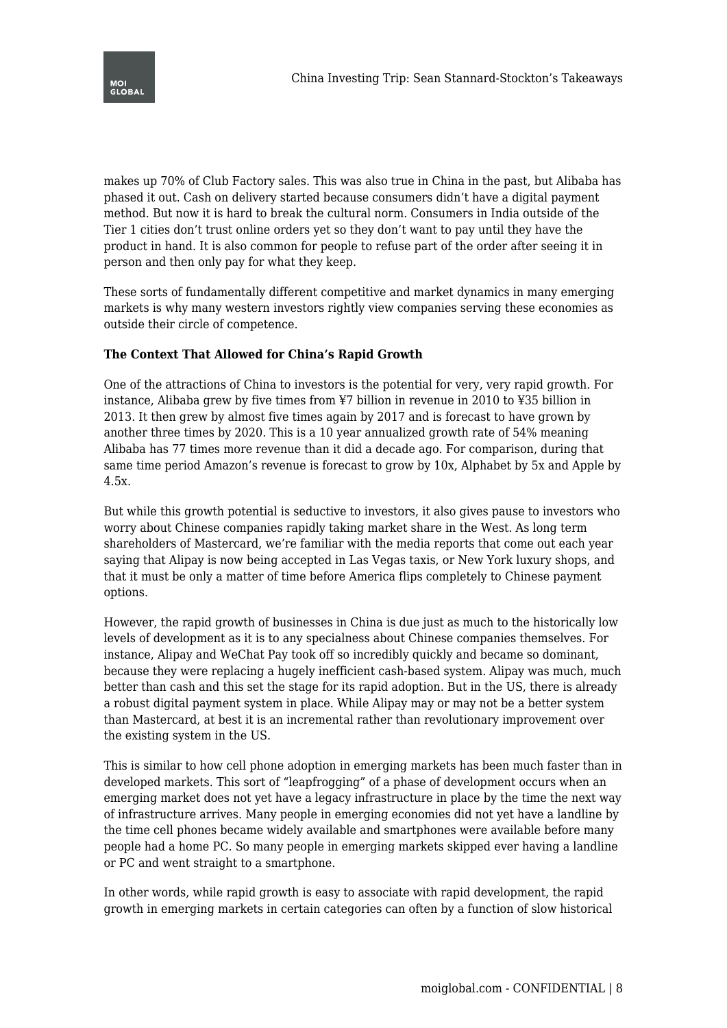makes up 70% of Club Factory sales. This was also true in China in the past, but Alibaba has phased it out. Cash on delivery started because consumers didn't have a digital payment method. But now it is hard to break the cultural norm. Consumers in India outside of the Tier 1 cities don't trust online orders yet so they don't want to pay until they have the product in hand. It is also common for people to refuse part of the order after seeing it in person and then only pay for what they keep.

These sorts of fundamentally different competitive and market dynamics in many emerging markets is why many western investors rightly view companies serving these economies as outside their circle of competence.

**The Context That Allowed for China's Rapid Growth**

One of the attractions of China to investors is the potential for very, very rapid growth. For instance, Alibaba grew by five times from ¥7 billion in revenue in 2010 to ¥35 billion in 2013. It then grew by almost five times again by 2017 and is forecast to have grown by another three times by 2020. This is a 10 year annualized growth rate of 54% meaning Alibaba has 77 times more revenue than it did a decade ago. For comparison, during that same time period Amazon's revenue is forecast to grow by 10x, Alphabet by 5x and Apple by 4.5x.

But while this growth potential is seductive to investors, it also gives pause to investors who worry about Chinese companies rapidly taking market share in the West. As long term shareholders of Mastercard, we're familiar with the media reports that come out each year saying that Alipay is now being accepted in Las Vegas taxis, or New York luxury shops, and that it must be only a matter of time before America flips completely to Chinese payment options.

However, the rapid growth of businesses in China is due just as much to the historically low levels of development as it is to any specialness about Chinese companies themselves. For instance, Alipay and WeChat Pay took off so incredibly quickly and became so dominant, because they were replacing a hugely inefficient cash-based system. Alipay was much, much better than cash and this set the stage for its rapid adoption. But in the US, there is already a robust digital payment system in place. While Alipay may or may not be a better system than Mastercard, at best it is an incremental rather than revolutionary improvement over the existing system in the US.

This is similar to how cell phone adoption in emerging markets has been much faster than in developed markets. This sort of "leapfrogging" of a phase of development occurs when an emerging market does not yet have a legacy infrastructure in place by the time the next way of infrastructure arrives. Many people in emerging economies did not yet have a landline by the time cell phones became widely available and smartphones were available before many people had a home PC. So many people in emerging markets skipped ever having a landline or PC and went straight to a smartphone.

In other words, while rapid growth is easy to associate with rapid development, the rapid growth in emerging markets in certain categories can often by a function of slow historical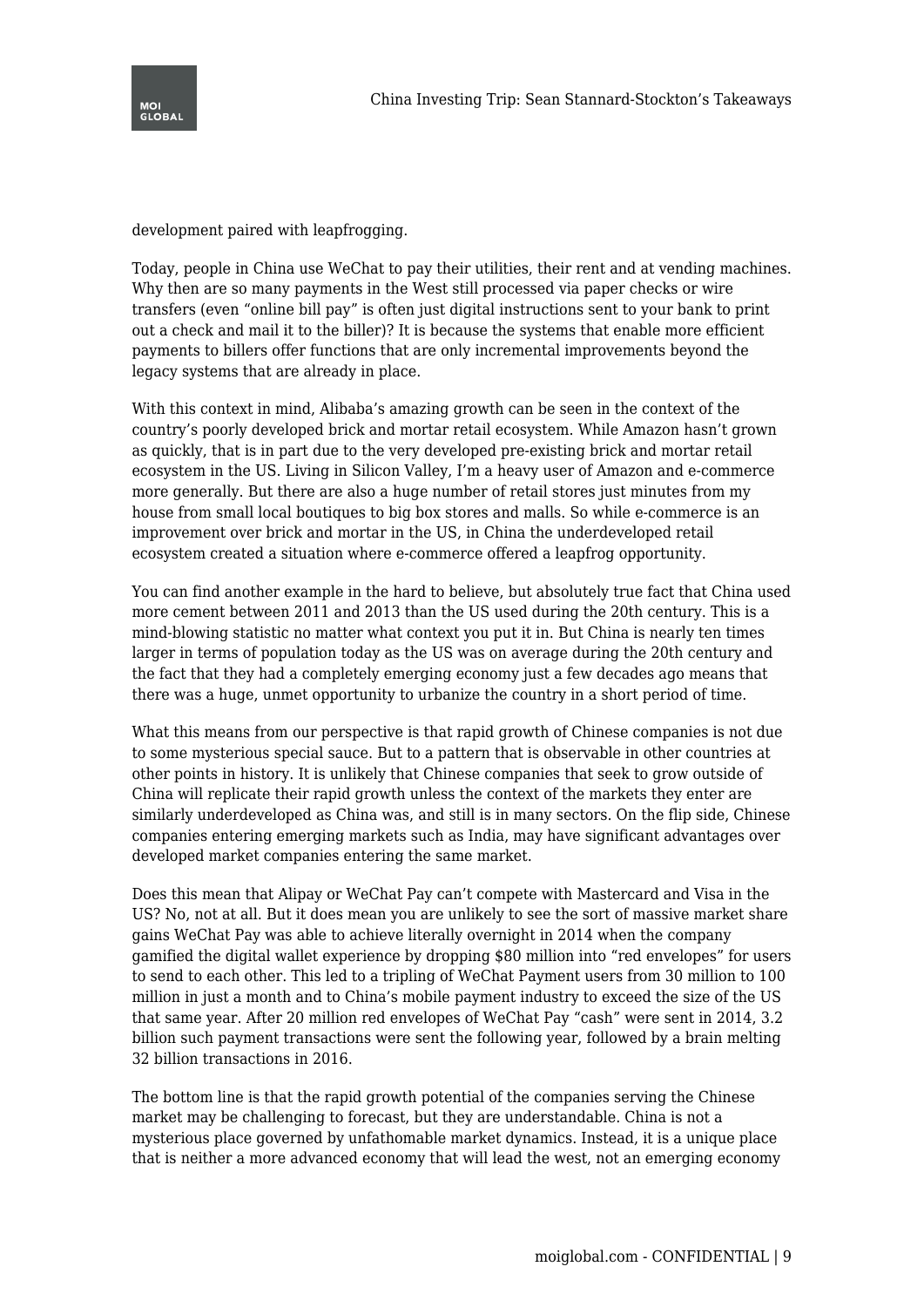development paired with leapfrogging.

Today, people in China use WeChat to pay their utilities, their rent and at vending machines. Why then are so many payments in the West still processed via paper checks or wire transfers (even “online bill pay” is often just digital instructions sent to your bank to print out a check and mail it to the biller)? It is because the systems that enable more efficient payments to billers offer functions that are only incremental improvements beyond the legacy systems that are already in place.

With this context in mind, Alibaba’s amazing growth can be seen in the context of the country’s poorly developed brick and mortar retail ecosystem. While Amazon hasn’t grown as quickly, that is in part due to the very developed pre-existing brick and mortar retail ecosystem in the US. Living in Silicon Valley, I’m a heavy user of Amazon and e-commerce more generally. But there are also a huge number of retail stores just minutes from my house from small local boutiques to big box stores and malls. So while e-commerce is an improvement over brick and mortar in the US, in China the underdeveloped retail ecosystem created a situation where e-commerce offered a leapfrog opportunity.

You can find another example in the hard to believe, but absolutely true fact that China used more cement between 2011 and 2013 than the US used during the 20th century. This is a mind-blowing statistic no matter what context you put it in. But China is nearly ten times larger in terms of population today as the US was on average during the 20th century and the fact that they had a completely emerging economy just a few decades ago means that there was a huge, unmet opportunity to urbanize the country in a short period of time.

What this means from our perspective is that rapid growth of Chinese companies is not due to some mysterious special sauce. But to a pattern that is observable in other countries at other points in history. It is unlikely that Chinese companies that seek to grow outside of China will replicate their rapid growth unless the context of the markets they enter are similarly underdeveloped as China was, and still is in many sectors. On the flip side, Chinese companies entering emerging markets such as India, may have significant advantages over developed market companies entering the same market.

Does this mean that Alipay or WeChat Pay can’t compete with Mastercard and Visa in the US? No, not at all. But it does mean you are unlikely to see the sort of massive market share gains WeChat Pay was able to achieve literally overnight in 2014 when the company gamified the digital wallet experience by dropping $80 million into “red envelopes” for users to send to each other. This led to a tripling of WeChat Payment users from 30 million to 100 million in just a month and to China’s mobile payment industry to exceed the size of the US that same year. After 20 million red envelopes of WeChat Pay “cash” were sent in 2014, 3.2 billion such payment transactions were sent the following year, followed by a brain melting 32 billion transactions in 2016.

The bottom line is that the rapid growth potential of the companies serving the Chinese market may be challenging to forecast, but they are understandable. China is not a mysterious place governed by unfathomable market dynamics. Instead, it is a unique place that is neither a more advanced economy that will lead the west, not an emerging economy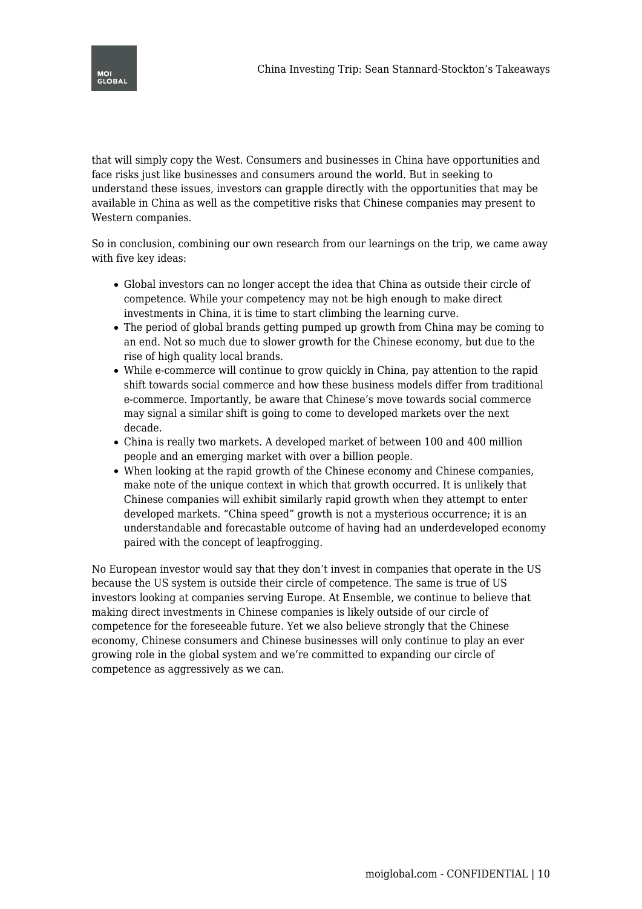that will simply copy the West. Consumers and businesses in China have opportunities and face risks just like businesses and consumers around the world. But in seeking to understand these issues, investors can grapple directly with the opportunities that may be available in China as well as the competitive risks that Chinese companies may present to Western companies.

So in conclusion, combining our own research from our learnings on the trip, we came away with five key ideas:

- Global investors can no longer accept the idea that China as outside their circle of competence. While your competency may not be high enough to make direct investments in China, it is time to start climbing the learning curve.
- The period of global brands getting pumped up growth from China may be coming to an end. Not so much due to slower growth for the Chinese economy, but due to the rise of high quality local brands.
- While e-commerce will continue to grow quickly in China, pay attention to the rapid shift towards social commerce and how these business models differ from traditional e-commerce. Importantly, be aware that Chinese's move towards social commerce may signal a similar shift is going to come to developed markets over the next decade.
- China is really two markets. A developed market of between 100 and 400 million people and an emerging market with over a billion people.
- When looking at the rapid growth of the Chinese economy and Chinese companies, make note of the unique context in which that growth occurred. It is unlikely that Chinese companies will exhibit similarly rapid growth when they attempt to enter developed markets. "China speed" growth is not a mysterious occurrence; it is an understandable and forecastable outcome of having had an underdeveloped economy paired with the concept of leapfrogging.

No European investor would say that they don't invest in companies that operate in the US because the US system is outside their circle of competence. The same is true of US investors looking at companies serving Europe. At Ensemble, we continue to believe that making direct investments in Chinese companies is likely outside of our circle of competence for the foreseeable future. Yet we also believe strongly that the Chinese economy, Chinese consumers and Chinese businesses will only continue to play an ever growing role in the global system and we're committed to expanding our circle of competence as aggressively as we can.